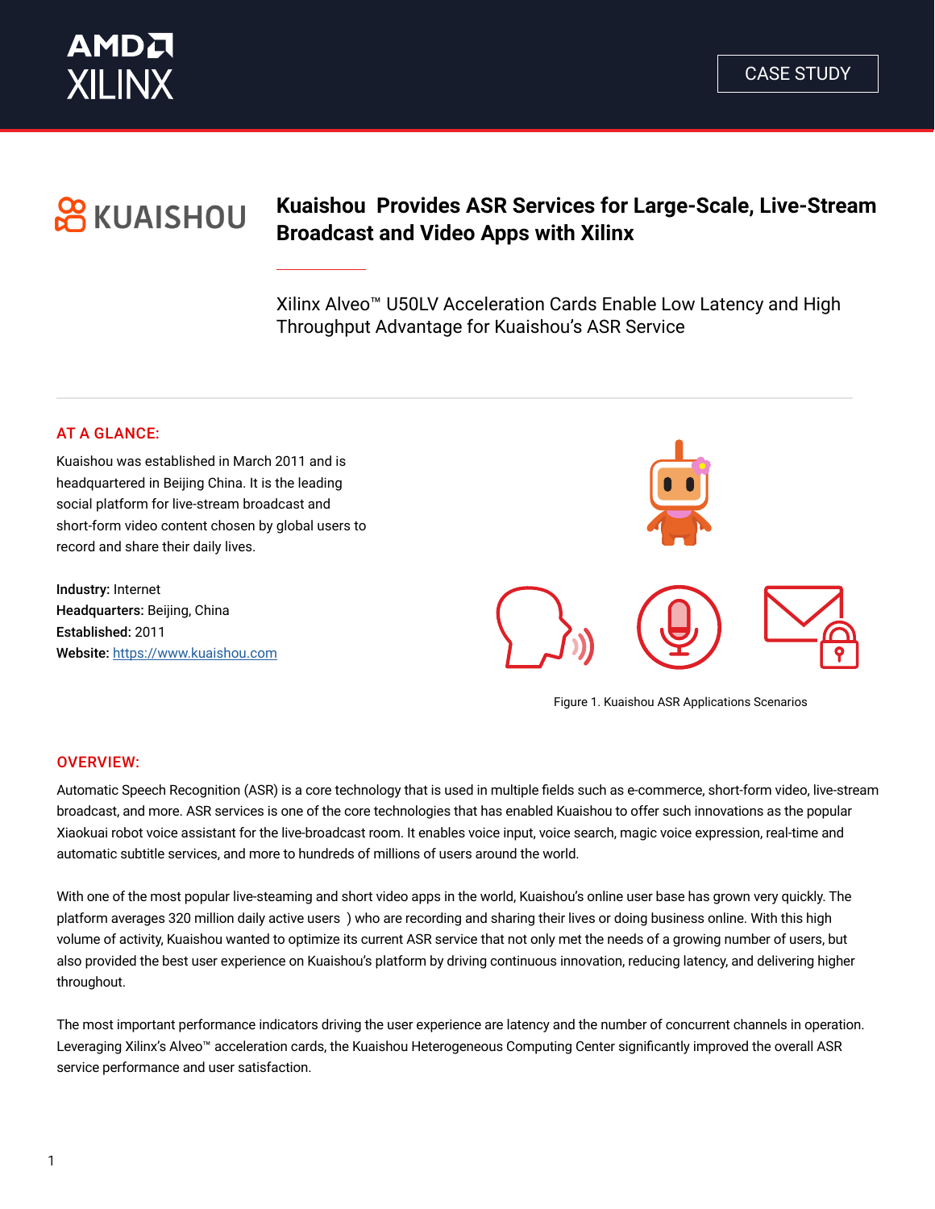CASE STUDY

# Kuaishou Provides ASR Services for Large-Scale, Live-Stream Broadcast and Video Apps with Xilinx

Xilinx Alveo™ U50LV Acceleration Cards Enable Low Latency and High Throughput Advantage for Kuaishou's ASR Service

## AT A GLANCE:

Kuaishou was established in March 2011 and is headquartered in Beijing China. It is the leading social platform for live-stream broadcast and short-form video content chosen by global users to record and share their daily lives.

**Industry:** Internet
**Headquarters:** Beijing, China
**Established:** 2011
**Website:** https://www.kuaishou.com

Figure 1. Kuaishou ASR Applications Scenarios

## OVERVIEW:

Automatic Speech Recognition (ASR) is a core technology that is used in multiple fields such as e-commerce, short-form video, live-stream broadcast, and more. ASR services is one of the core technologies that has enabled Kuaishou to offer such innovations as the popular Xiaokuai robot voice assistant for the live-broadcast room. It enables voice input, voice search, magic voice expression, real-time and automatic subtitle services, and more to hundreds of millions of users around the world.

With one of the most popular live-steaming and short video apps in the world, Kuaishou's online user base has grown very quickly. The platform averages 320 million daily active users ) who are recording and sharing their lives or doing business online. With this high volume of activity, Kuaishou wanted to optimize its current ASR service that not only met the needs of a growing number of users, but also provided the best user experience on Kuaishou's platform by driving continuous innovation, reducing latency, and delivering higher throughput.

The most important performance indicators driving the user experience are latency and the number of concurrent channels in operation. Leveraging Xilinx's Alveo™ acceleration cards, the Kuaishou Heterogeneous Computing Center significantly improved the overall ASR service performance and user satisfaction.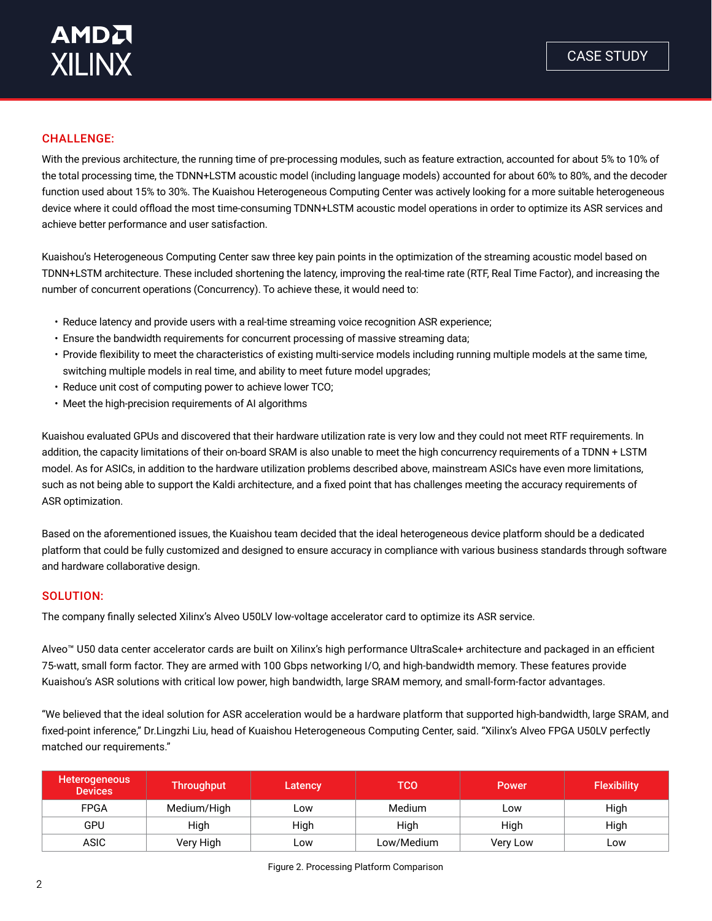## CHALLENGE:

With the previous architecture, the running time of pre-processing modules, such as feature extraction, accounted for about 5% to 10% of the total processing time, the TDNN+LSTM acoustic model (including language models) accounted for about 60% to 80%, and the decoder function used about 15% to 30%. The Kuaishou Heterogeneous Computing Center was actively looking for a more suitable heterogeneous device where it could offload the most time-consuming TDNN+LSTM acoustic model operations in order to optimize its ASR services and achieve better performance and user satisfaction.

Kuaishou's Heterogeneous Computing Center saw three key pain points in the optimization of the streaming acoustic model based on TDNN+LSTM architecture. These included shortening the latency, improving the real-time rate (RTF, Real Time Factor), and increasing the number of concurrent operations (Concurrency). To achieve these, it would need to:

- Reduce latency and provide users with a real-time streaming voice recognition ASR experience;
- Ensure the bandwidth requirements for concurrent processing of massive streaming data;
- Provide flexibility to meet the characteristics of existing multi-service models including running multiple models at the same time, switching multiple models in real time, and ability to meet future model upgrades;
- Reduce unit cost of computing power to achieve lower TCO;
- Meet the high-precision requirements of AI algorithms

Kuaishou evaluated GPUs and discovered that their hardware utilization rate is very low and they could not meet RTF requirements. In addition, the capacity limitations of their on-board SRAM is also unable to meet the high concurrency requirements of a TDNN + LSTM model. As for ASICs, in addition to the hardware utilization problems described above, mainstream ASICs have even more limitations, such as not being able to support the Kaldi architecture, and a fixed point that has challenges meeting the accuracy requirements of ASR optimization.

Based on the aforementioned issues, the Kuaishou team decided that the ideal heterogeneous device platform should be a dedicated platform that could be fully customized and designed to ensure accuracy in compliance with various business standards through software and hardware collaborative design.

## SOLUTION:

The company finally selected Xilinx's Alveo U50LV low-voltage accelerator card to optimize its ASR service.

Alveo™ U50 data center accelerator cards are built on Xilinx's high performance UltraScale+ architecture and packaged in an efficient 75-watt, small form factor. They are armed with 100 Gbps networking I/O, and high-bandwidth memory. These features provide Kuaishou's ASR solutions with critical low power, high bandwidth, large SRAM memory, and small-form-factor advantages.

"We believed that the ideal solution for ASR acceleration would be a hardware platform that supported high-bandwidth, large SRAM, and fixed-point inference," Dr.Lingzhi Liu, head of Kuaishou Heterogeneous Computing Center, said. "Xilinx's Alveo FPGA U50LV perfectly matched our requirements."

| Heterogeneous Devices | Throughput | Latency | TCO | Power | Flexibility |
|---|---|---|---|---|---|
| FPGA | Medium/High | Low | Medium | Low | High |
| GPU | High | High | High | High | High |
| ASIC | Very High | Low | Low/Medium | Very Low | Low |

Figure 2. Processing Platform Comparison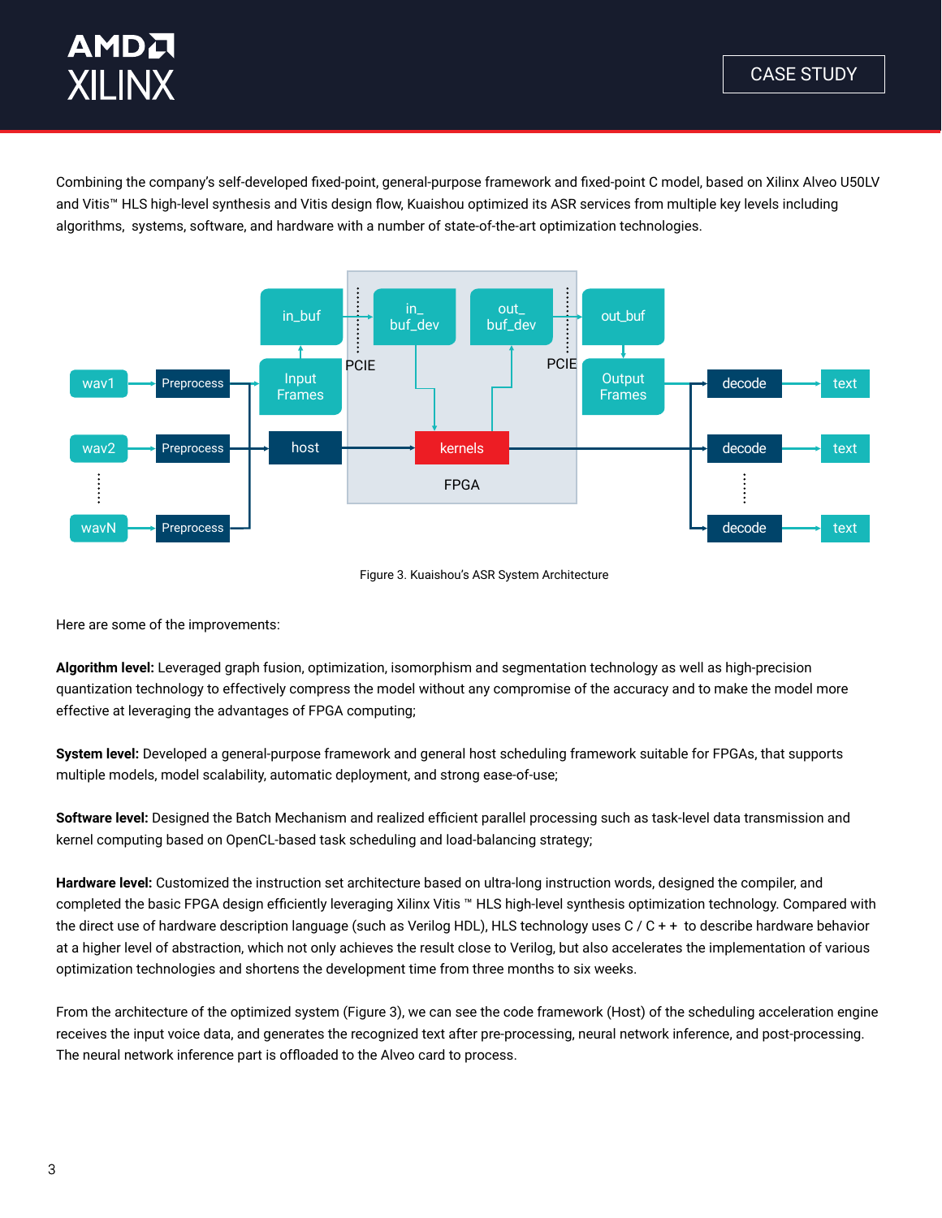Combining the company's self-developed fixed-point, general-purpose framework and fixed-point C model, based on Xilinx Alveo U50LV and Vitis™ HLS high-level synthesis and Vitis design flow, Kuaishou optimized its ASR services from multiple key levels including algorithms, systems, software, and hardware with a number of state-of-the-art optimization technologies.

Figure 3. Kuaishou's ASR System Architecture

Here are some of the improvements:

**Algorithm level:** Leveraged graph fusion, optimization, isomorphism and segmentation technology as well as high-precision quantization technology to effectively compress the model without any compromise of the accuracy and to make the model more effective at leveraging the advantages of FPGA computing;

**System level:** Developed a general-purpose framework and general host scheduling framework suitable for FPGAs, that supports multiple models, model scalability, automatic deployment, and strong ease-of-use;

**Software level:** Designed the Batch Mechanism and realized efficient parallel processing such as task-level data transmission and kernel computing based on OpenCL-based task scheduling and load-balancing strategy;

**Hardware level:** Customized the instruction set architecture based on ultra-long instruction words, designed the compiler, and completed the basic FPGA design efficiently leveraging Xilinx Vitis ™ HLS high-level synthesis optimization technology. Compared with the direct use of hardware description language (such as Verilog HDL), HLS technology uses C / C + + to describe hardware behavior at a higher level of abstraction, which not only achieves the result close to Verilog, but also accelerates the implementation of various optimization technologies and shortens the development time from three months to six weeks.

From the architecture of the optimized system (Figure 3), we can see the code framework (Host) of the scheduling acceleration engine receives the input voice data, and generates the recognized text after pre-processing, neural network inference, and post-processing. The neural network inference part is offloaded to the Alveo card to process.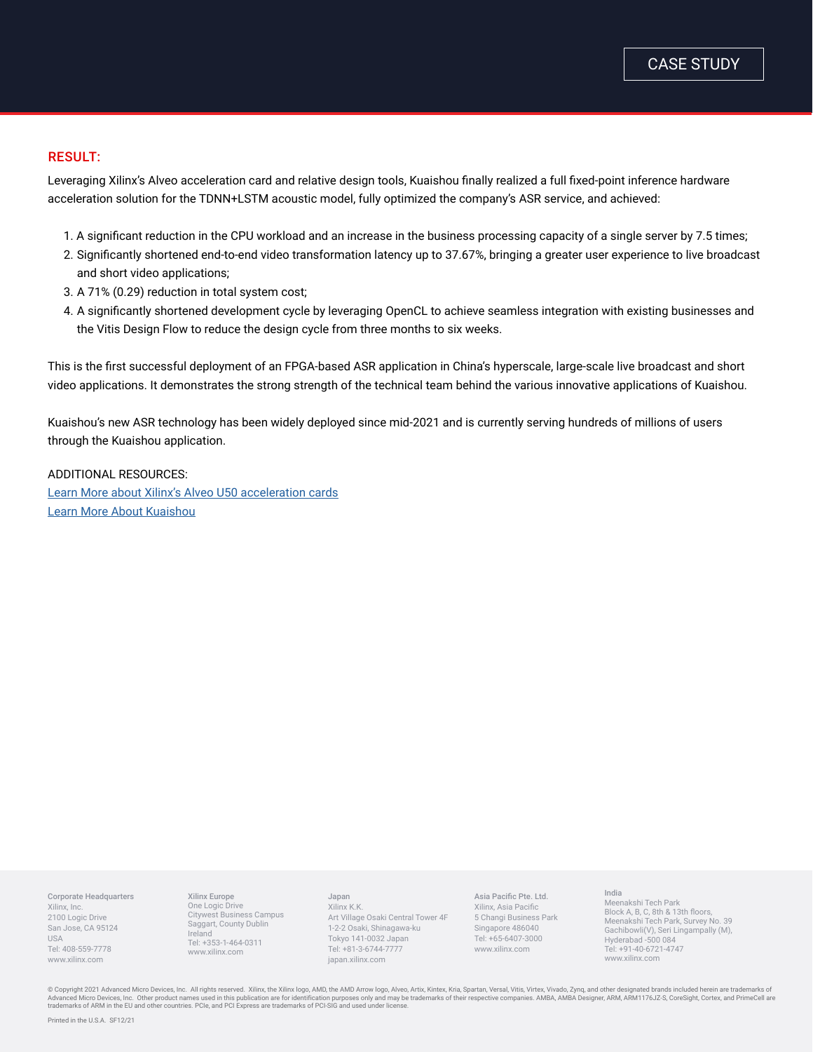CASE STUDY

## RESULT:

Leveraging Xilinx's Alveo acceleration card and relative design tools, Kuaishou finally realized a full fixed-point inference hardware acceleration solution for the TDNN+LSTM acoustic model, fully optimized the company's ASR service, and achieved:

1. A significant reduction in the CPU workload and an increase in the business processing capacity of a single server by 7.5 times;
2. Significantly shortened end-to-end video transformation latency up to 37.67%, bringing a greater user experience to live broadcast and short video applications;
3. A 71% (0.29) reduction in total system cost;
4. A significantly shortened development cycle by leveraging OpenCL to achieve seamless integration with existing businesses and the Vitis Design Flow to reduce the design cycle from three months to six weeks.

This is the first successful deployment of an FPGA-based ASR application in China's hyperscale, large-scale live broadcast and short video applications. It demonstrates the strong strength of the technical team behind the various innovative applications of Kuaishou.

Kuaishou's new ASR technology has been widely deployed since mid-2021 and is currently serving hundreds of millions of users through the Kuaishou application.

ADDITIONAL RESOURCES:
Learn More about Xilinx's Alveo U50 acceleration cards
Learn More About Kuaishou

**Corporate Headquarters**
Xilinx, Inc.
2100 Logic Drive
San Jose, CA 95124
USA
Tel: 408-559-7778
www.xilinx.com

**Xilinx Europe**
One Logic Drive
Citywest Business Campus
Saggart, County Dublin
Ireland
Tel: +353-1-464-0311
www.xilinx.com

**Japan**
Xilinx K.K.
Art Village Osaki Central Tower 4F
1-2-2 Osaki, Shinagawa-ku
Tokyo 141-0032 Japan
Tel: +81-3-6744-7777
japan.xilinx.com

**Asia Pacific Pte. Ltd.**
Xilinx, Asia Pacific
5 Changi Business Park
Singapore 486040
Tel: +65-6407-3000
www.xilinx.com

**India**
Meenakshi Tech Park
Block A, B, C, 8th & 13th floors,
Meenakshi Tech Park, Survey No. 39
Gachibowli(V), Seri Lingampally (M),
Hyderabad -500 084
Tel: +91-40-6721-4747
www.xilinx.com

© Copyright 2021 Advanced Micro Devices, Inc. All rights reserved. Xilinx, the Xilinx logo, AMD, the AMD Arrow logo, Alveo, Artix, Kintex, Kria, Spartan, Versal, Vitis, Virtex, Vivado, Zynq, and other designated brands included herein are trademarks of Advanced Micro Devices, Inc. Other product names used in this publication are for identification purposes only and may be trademarks of their respective companies. AMBA, AMBA Designer, ARM, ARM1176JZ-S, CoreSight, Cortex, and PrimeCell are trademarks of ARM in the EU and other countries. PCIe, and PCI Express are trademarks of PCI-SIG and used under license.

Printed in the U.S.A. SF12/21